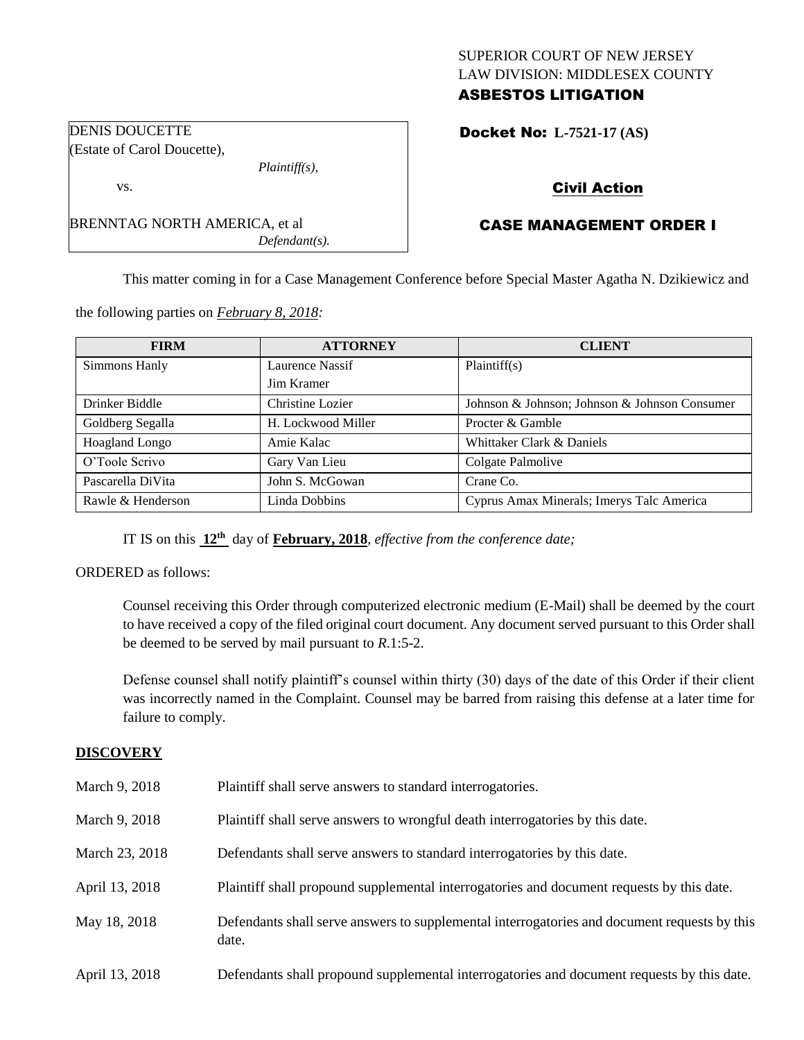SUPERIOR COURT OF NEW JERSEY
LAW DIVISION: MIDDLESEX COUNTY
**ASBESTOS LITIGATION**

DENIS DOUCETTE
(Estate of Carol Doucette),
*Plaintiff(s),*
vs.
BRENNTAG NORTH AMERICA, et al
*Defendant(s).*

**Docket No: L-7521-17 (AS)**

**Civil Action**

**CASE MANAGEMENT ORDER I**

This matter coming in for a Case Management Conference before Special Master Agatha N. Dzikiewicz and the following parties on *February 8, 2018:*

| FIRM | ATTORNEY | CLIENT |
|---|---|---|
| Simmons Hanly | Laurence Nassif<br>Jim Kramer | Plaintiff(s) |
| Drinker Biddle | Christine Lozier | Johnson & Johnson; Johnson & Johnson Consumer |
| Goldberg Segalla | H. Lockwood Miller | Procter & Gamble |
| Hoagland Longo | Amie Kalac | Whittaker Clark & Daniels |
| O'Toole Scrivo | Gary Van Lieu | Colgate Palmolive |
| Pascarella DiVita | John S. McGowan | Crane Co. |
| Rawle & Henderson | Linda Dobbins | Cyprus Amax Minerals; Imerys Talc America |

IT IS on this **12th** day of **February, 2018**, *effective from the conference date;*

ORDERED as follows:

Counsel receiving this Order through computerized electronic medium (E-Mail) shall be deemed by the court to have received a copy of the filed original court document. Any document served pursuant to this Order shall be deemed to be served by mail pursuant to *R*.1:5-2.

Defense counsel shall notify plaintiff's counsel within thirty (30) days of the date of this Order if their client was incorrectly named in the Complaint. Counsel may be barred from raising this defense at a later time for failure to comply.

**DISCOVERY**

March 9, 2018 Plaintiff shall serve answers to standard interrogatories.

March 9, 2018 Plaintiff shall serve answers to wrongful death interrogatories by this date.

March 23, 2018 Defendants shall serve answers to standard interrogatories by this date.

April 13, 2018 Plaintiff shall propound supplemental interrogatories and document requests by this date.

May 18, 2018 Defendants shall serve answers to supplemental interrogatories and document requests by this date.

April 13, 2018 Defendants shall propound supplemental interrogatories and document requests by this date.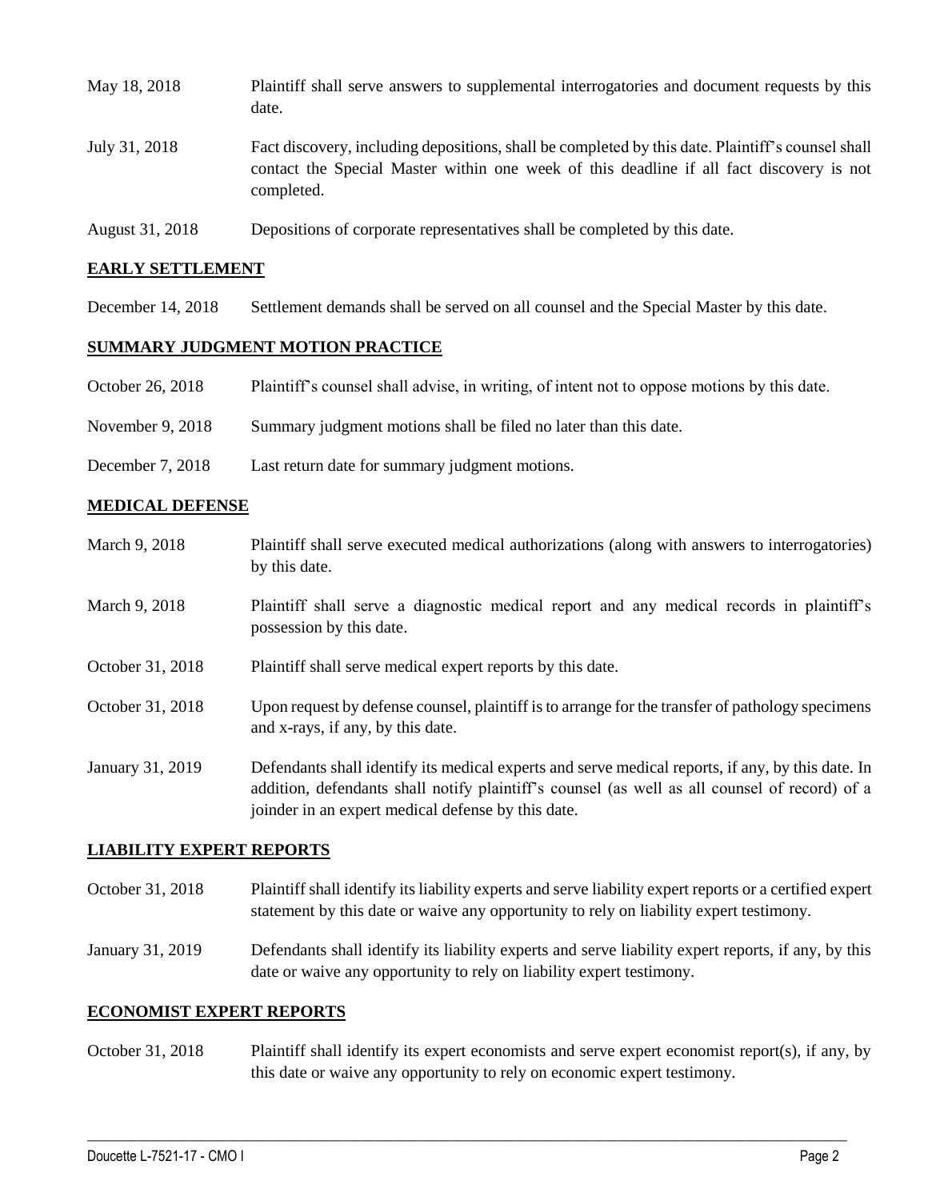| | |
|---|---|
| May 18, 2018 | Plaintiff shall serve answers to supplemental interrogatories and document requests by this date. |
| July 31, 2018 | Fact discovery, including depositions, shall be completed by this date. Plaintiff's counsel shall contact the Special Master within one week of this deadline if all fact discovery is not completed. |
| August 31, 2018 | Depositions of corporate representatives shall be completed by this date. |

## EARLY SETTLEMENT

| | |
|---|---|
| December 14, 2018 | Settlement demands shall be served on all counsel and the Special Master by this date. |

## SUMMARY JUDGMENT MOTION PRACTICE

| | |
|---|---|
| October 26, 2018 | Plaintiff's counsel shall advise, in writing, of intent not to oppose motions by this date. |
| November 9, 2018 | Summary judgment motions shall be filed no later than this date. |
| December 7, 2018 | Last return date for summary judgment motions. |

## MEDICAL DEFENSE

| | |
|---|---|
| March 9, 2018 | Plaintiff shall serve executed medical authorizations (along with answers to interrogatories) by this date. |
| March 9, 2018 | Plaintiff shall serve a diagnostic medical report and any medical records in plaintiff's possession by this date. |
| October 31, 2018 | Plaintiff shall serve medical expert reports by this date. |
| October 31, 2018 | Upon request by defense counsel, plaintiff is to arrange for the transfer of pathology specimens and x-rays, if any, by this date. |
| January 31, 2019 | Defendants shall identify its medical experts and serve medical reports, if any, by this date. In addition, defendants shall notify plaintiff's counsel (as well as all counsel of record) of a joinder in an expert medical defense by this date. |

## LIABILITY EXPERT REPORTS

| | |
|---|---|
| October 31, 2018 | Plaintiff shall identify its liability experts and serve liability expert reports or a certified expert statement by this date or waive any opportunity to rely on liability expert testimony. |
| January 31, 2019 | Defendants shall identify its liability experts and serve liability expert reports, if any, by this date or waive any opportunity to rely on liability expert testimony. |

## ECONOMIST EXPERT REPORTS

| | |
|---|---|
| October 31, 2018 | Plaintiff shall identify its expert economists and serve expert economist report(s), if any, by this date or waive any opportunity to rely on economic expert testimony. |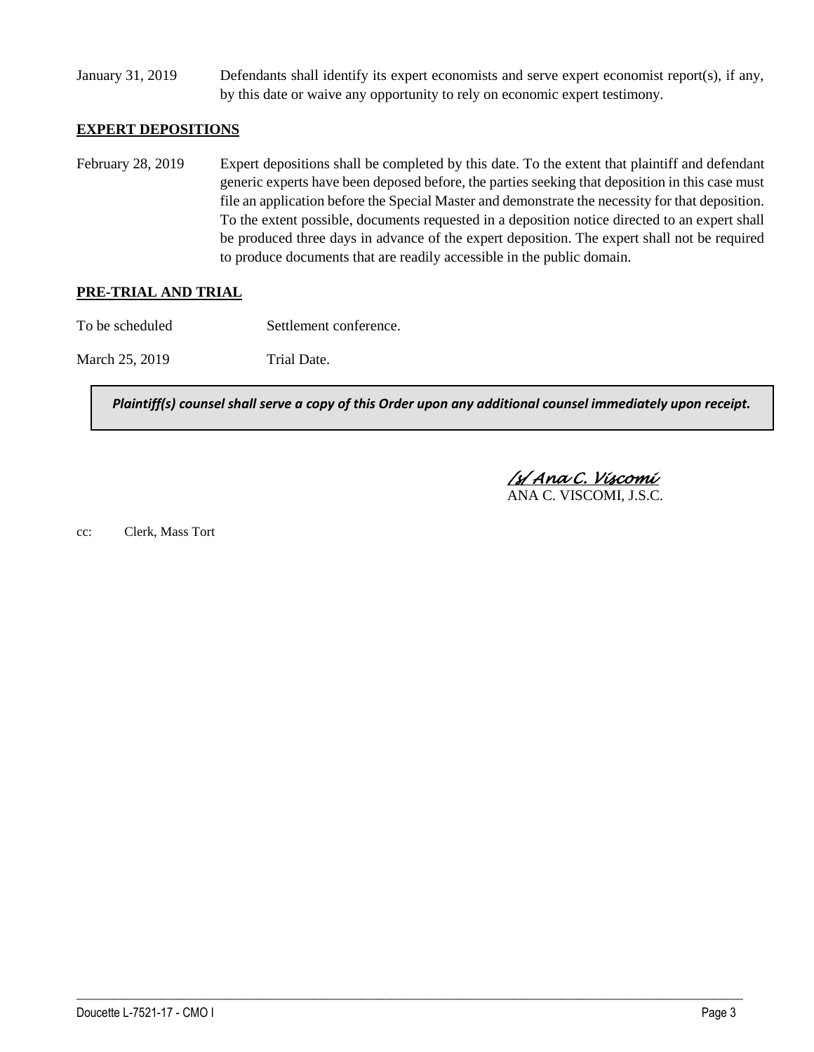| | |
|---|---|
| January 31, 2019 | Defendants shall identify its expert economists and serve expert economist report(s), if any, by this date or waive any opportunity to rely on economic expert testimony. |

**EXPERT DEPOSITIONS**

| | |
|---|---|
| February 28, 2019 | Expert depositions shall be completed by this date. To the extent that plaintiff and defendant generic experts have been deposed before, the parties seeking that deposition in this case must file an application before the Special Master and demonstrate the necessity for that deposition. To the extent possible, documents requested in a deposition notice directed to an expert shall be produced three days in advance of the expert deposition. The expert shall not be required to produce documents that are readily accessible in the public domain. |

**PRE-TRIAL AND TRIAL**

| | |
|---|---|
| To be scheduled | Settlement conference. |
| March 25, 2019 | Trial Date. |

***Plaintiff(s) counsel shall serve a copy of this Order upon any additional counsel immediately upon receipt.***

*/s/ Ana C. Viscomi*
ANA C. VISCOMI, J.S.C.

cc: Clerk, Mass Tort